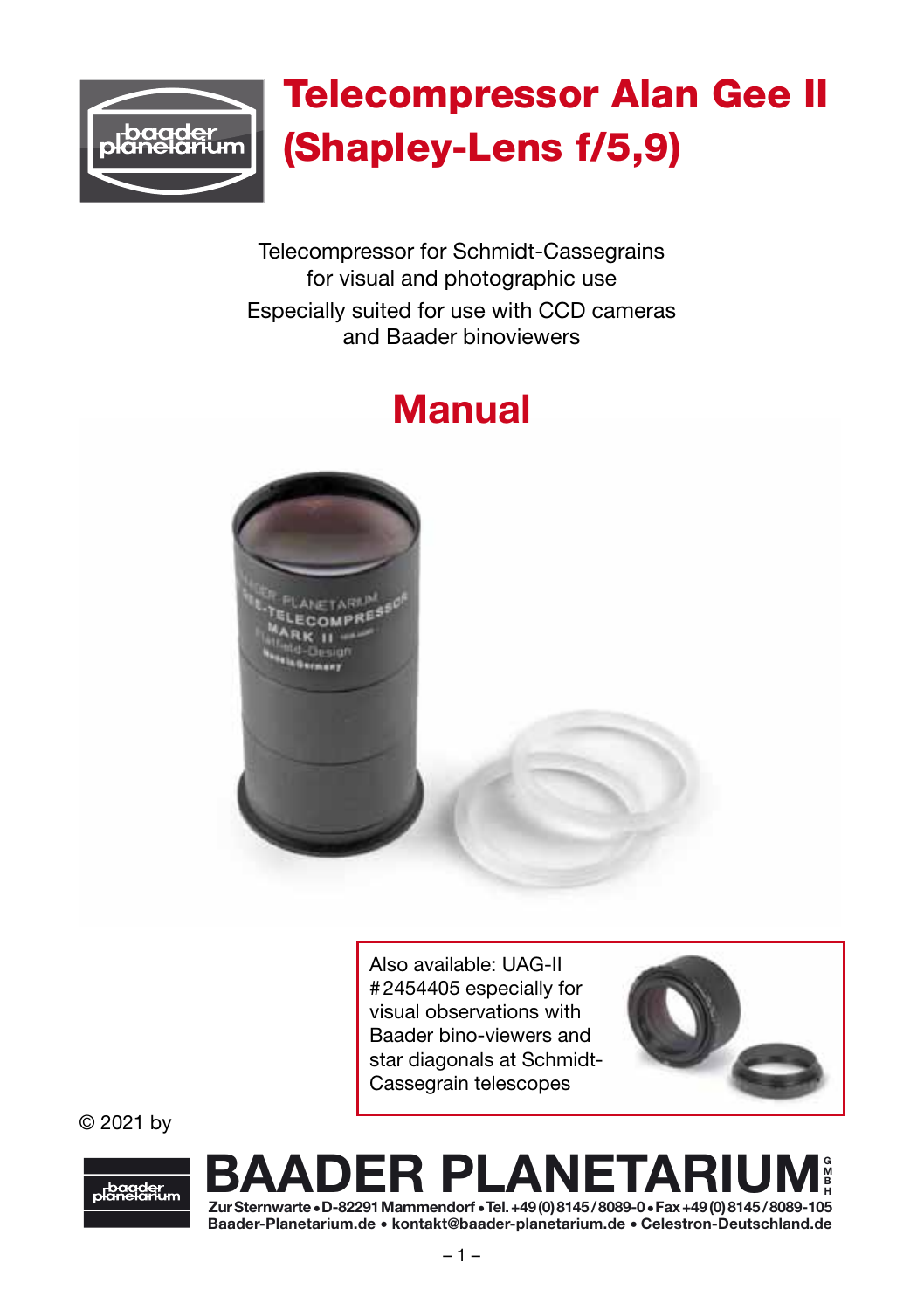# Telecompressor Alan Gee II (Shapley-Lens f/5,9)

Telecompressor for Schmidt-Cassegrains for visual and photographic use

Especially suited for use with CCD cameras and Baader binoviewers

## Manual

Also available: UAG-II #2454405 especially for visual observations with Baader bino-viewers and star diagonals at Schmidt-Cassegrain telescopes

© 2021 by

**BAADER PLANETARIUM GMBH**

Zur Sternwarte • D-82291 Mammendorf • Tel. +49 (0) 8145 / 8089-0 • Fax +49 (0) 8145 / 8089-105

Baader-Planetarium.de • kontakt@baader-planetarium.de • Celestron-Deutschland.de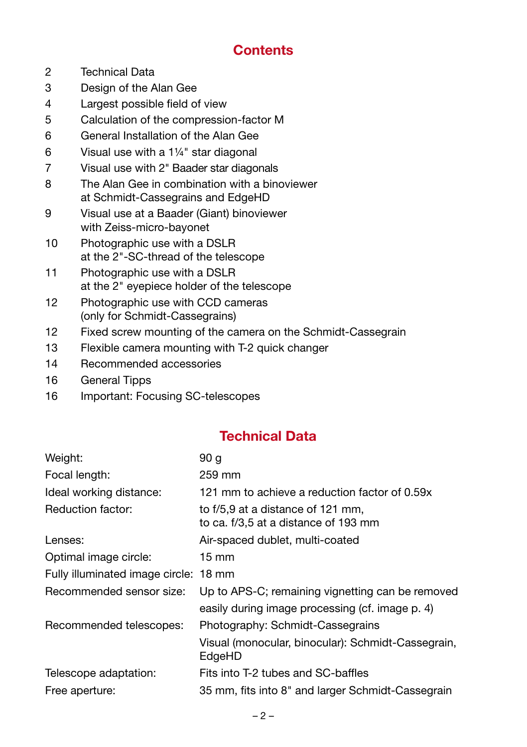## Contents

| | |
|---|---|
| 2 | Technical Data |
| 3 | Design of the Alan Gee |
| 4 | Largest possible field of view |
| 5 | Calculation of the compression-factor M |
| 6 | General Installation of the Alan Gee |
| 6 | Visual use with a 1¼" star diagonal |
| 7 | Visual use with 2" Baader star diagonals |
| 8 | The Alan Gee in combination with a binoviewer at Schmidt-Cassegrains and EdgeHD |
| 9 | Visual use at a Baader (Giant) binoviewer with Zeiss-micro-bayonet |
| 10 | Photographic use with a DSLR at the 2"-SC-thread of the telescope |
| 11 | Photographic use with a DSLR at the 2" eyepiece holder of the telescope |
| 12 | Photographic use with CCD cameras (only for Schmidt-Cassegrains) |
| 12 | Fixed screw mounting of the camera on the Schmidt-Cassegrain |
| 13 | Flexible camera mounting with T-2 quick changer |
| 14 | Recommended accessories |
| 16 | General Tipps |
| 16 | Important: Focusing SC-telescopes |

## Technical Data

| | |
|---|---|
| Weight: | 90 g |
| Focal length: | 259 mm |
| Ideal working distance: | 121 mm to achieve a reduction factor of 0.59x |
| Reduction factor: | to f/5,9 at a distance of 121 mm, to ca. f/3,5 at a distance of 193 mm |
| Lenses: | Air-spaced dublet, multi-coated |
| Optimal image circle: | 15 mm |
| Fully illuminated image circle: | 18 mm |
| Recommended sensor size: | Up to APS-C; remaining vignetting can be removed easily during image processing (cf. image p. 4) |
| Recommended telescopes: | Photography: Schmidt-Cassegrains |
| | Visual (monocular, binocular): Schmidt-Cassegrain, EdgeHD |
| Telescope adaptation: | Fits into T-2 tubes and SC-baffles |
| Free aperture: | 35 mm, fits into 8" and larger Schmidt-Cassegrain |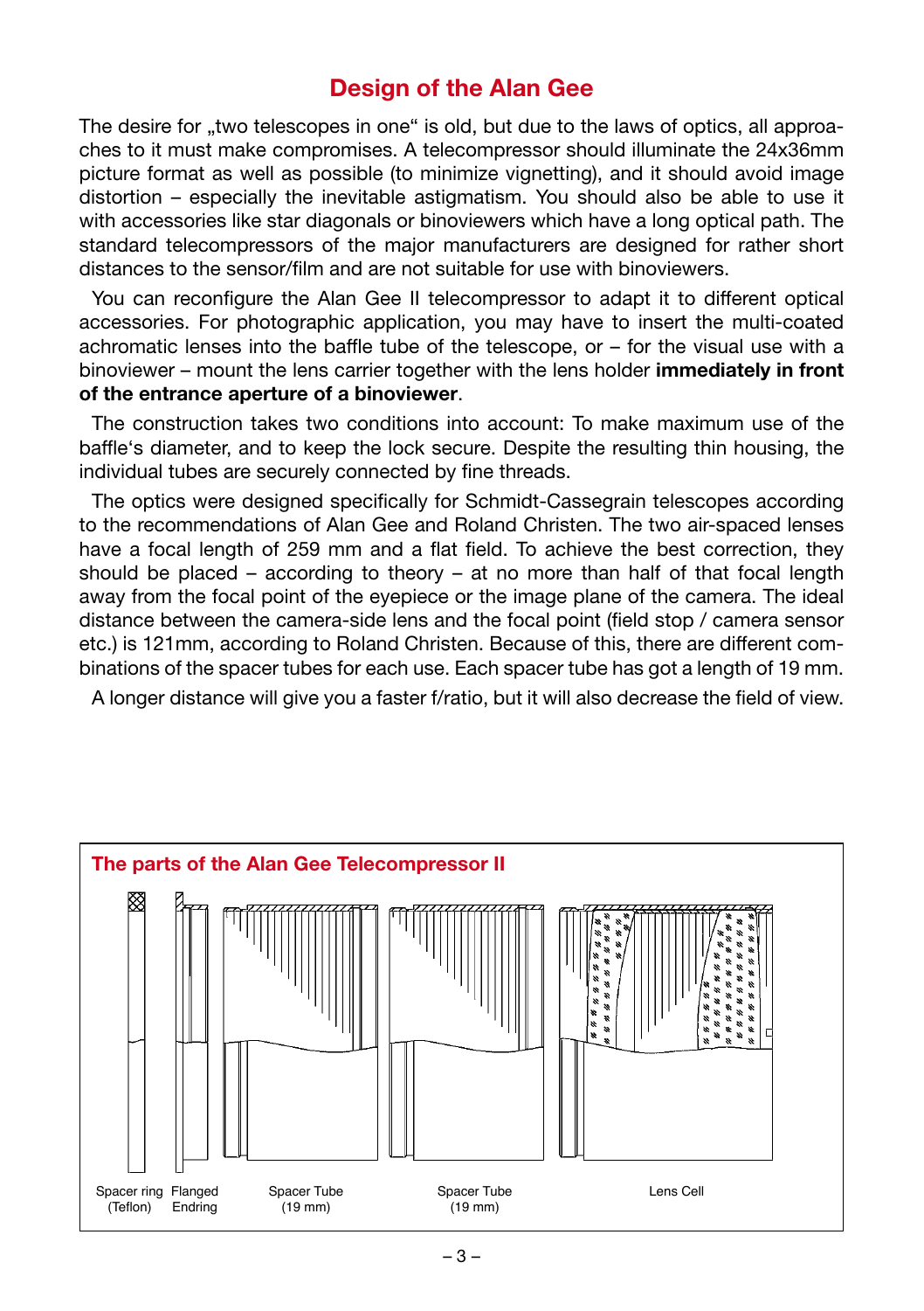## Design of the Alan Gee

The desire for „two telescopes in one“ is old, but due to the laws of optics, all approaches to it must make compromises. A telecompressor should illuminate the 24x36mm picture format as well as possible (to minimize vignetting), and it should avoid image distortion – especially the inevitable astigmatism. You should also be able to use it with accessories like star diagonals or binoviewers which have a long optical path. The standard telecompressors of the major manufacturers are designed for rather short distances to the sensor/film and are not suitable for use with binoviewers.

You can reconfigure the Alan Gee II telecompressor to adapt it to different optical accessories. For photographic application, you may have to insert the multi-coated achromatic lenses into the baffle tube of the telescope, or – for the visual use with a binoviewer – mount the lens carrier together with the lens holder **immediately in front of the entrance aperture of a binoviewer**.

The construction takes two conditions into account: To make maximum use of the baffle‘s diameter, and to keep the lock secure. Despite the resulting thin housing, the individual tubes are securely connected by fine threads.

The optics were designed specifically for Schmidt-Cassegrain telescopes according to the recommendations of Alan Gee and Roland Christen. The two air-spaced lenses have a focal length of 259 mm and a flat field. To achieve the best correction, they should be placed – according to theory – at no more than half of that focal length away from the focal point of the eyepiece or the image plane of the camera. The ideal distance between the camera-side lens and the focal point (field stop / camera sensor etc.) is 121mm, according to Roland Christen. Because of this, there are different combinations of the spacer tubes for each use. Each spacer tube has got a length of 19 mm.

A longer distance will give you a faster f/ratio, but it will also decrease the field of view.

### The parts of the Alan Gee Telecompressor II

Spacer ring (Teflon) — Flanged Endring — Spacer Tube (19 mm) — Spacer Tube (19 mm) — Lens Cell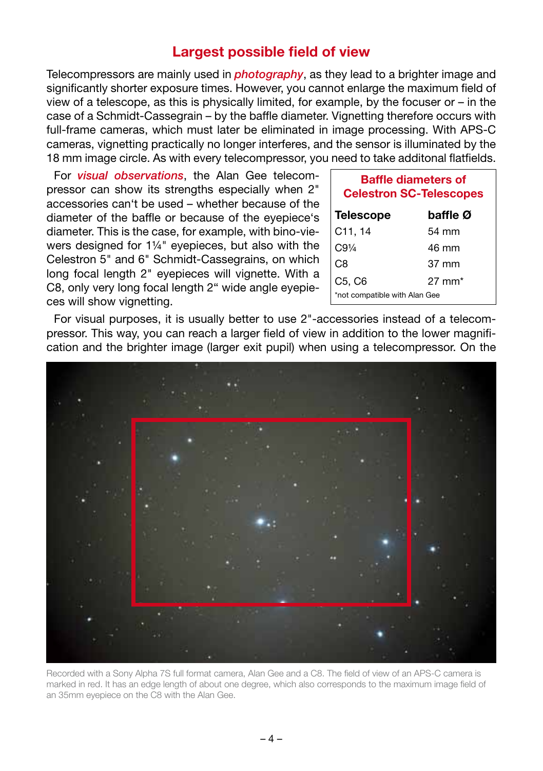## Largest possible field of view

Telecompressors are mainly used in *photography*, as they lead to a brighter image and significantly shorter exposure times. However, you cannot enlarge the maximum field of view of a telescope, as this is physically limited, for example, by the focuser or – in the case of a Schmidt-Cassegrain – by the baffle diameter. Vignetting therefore occurs with full-frame cameras, which must later be eliminated in image processing. With APS-C cameras, vignetting practically no longer interferes, and the sensor is illuminated by the 18 mm image circle. As with every telecompressor, you need to take additonal flatfields.

For *visual observations*, the Alan Gee telecompressor can show its strengths especially when 2" accessories can't be used – whether because of the diameter of the baffle or because of the eyepiece's diameter. This is the case, for example, with bino-viewers designed for 1¼" eyepieces, but also with the Celestron 5" and 6" Schmidt-Cassegrains, on which long focal length 2" eyepieces will vignette. With a C8, only very long focal length 2" wide angle eyepieces will show vignetting.

**Baffle diameters of Celestron SC-Telescopes**

| Telescope | baffle Ø |
|---|---|
| C11, 14 | 54 mm |
| C9¼ | 46 mm |
| C8 | 37 mm |
| C5, C6 | 27 mm* |

*not compatible with Alan Gee

For visual purposes, it is usually better to use 2"-accessories instead of a telecompressor. This way, you can reach a larger field of view in addition to the lower magnification and the brighter image (larger exit pupil) when using a telecompressor. On the

Recorded with a Sony Alpha 7S full format camera, Alan Gee and a C8. The field of view of an APS-C camera is marked in red. It has an edge length of about one degree, which also corresponds to the maximum image field of an 35mm eyepiece on the C8 with the Alan Gee.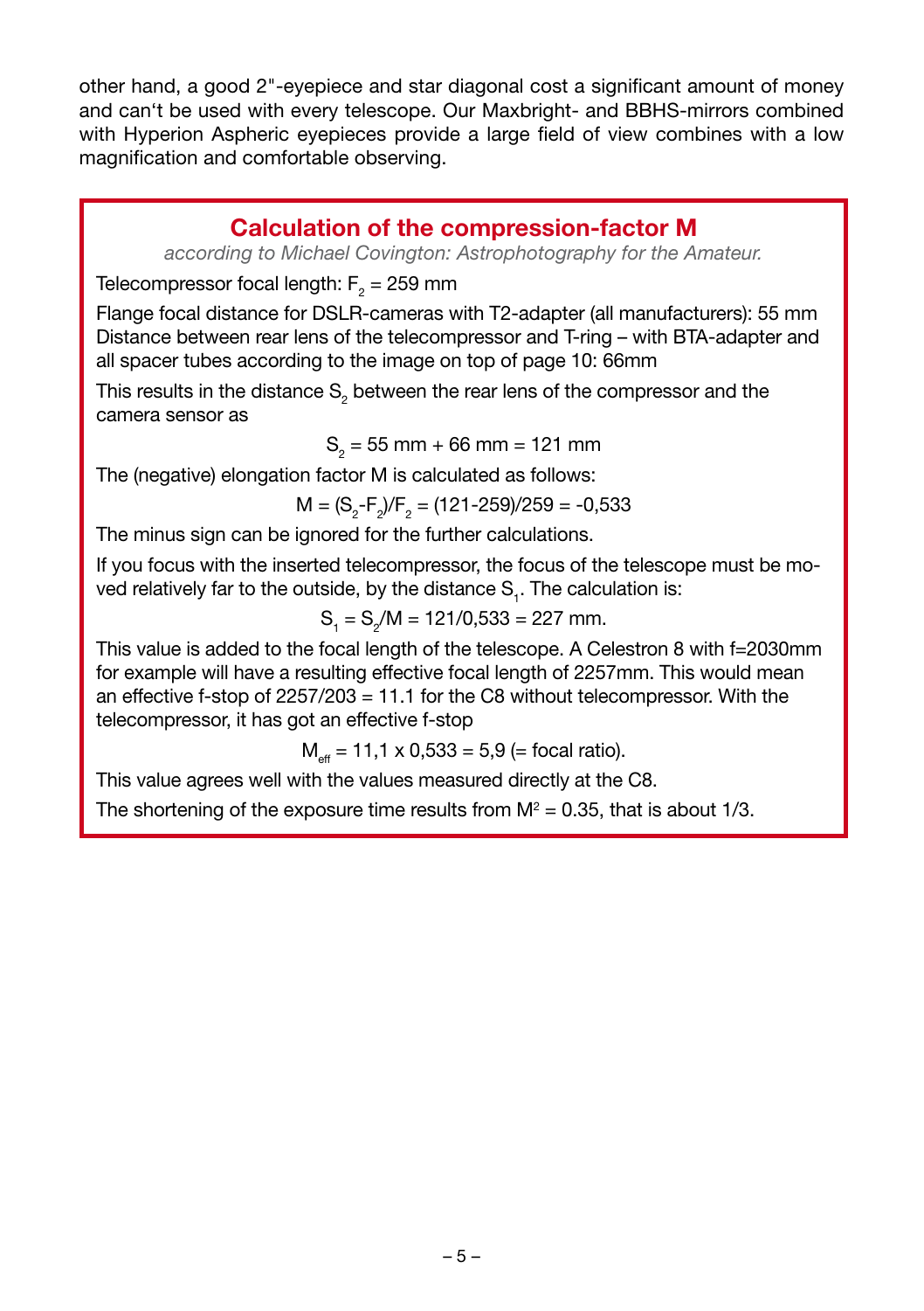other hand, a good 2"-eyepiece and star diagonal cost a significant amount of money and can't be used with every telescope. Our Maxbright- and BBHS-mirrors combined with Hyperion Aspheric eyepieces provide a large field of view combines with a low magnification and comfortable observing.

## Calculation of the compression-factor M

*according to Michael Covington: Astrophotography for the Amateur.*

Telecompressor focal length: $F_2$ = 259 mm

Flange focal distance for DSLR-cameras with T2-adapter (all manufacturers): 55 mm
Distance between rear lens of the telecompressor and T-ring – with BTA-adapter and all spacer tubes according to the image on top of page 10: 66mm

This results in the distance $S_2$ between the rear lens of the compressor and the camera sensor as

$$S_2 = 55 \text{ mm} + 66 \text{ mm} = 121 \text{ mm}$$

The (negative) elongation factor M is calculated as follows:

$$M = (S_2 - F_2)/F_2 = (121-259)/259 = -0{,}533$$

The minus sign can be ignored for the further calculations.

If you focus with the inserted telecompressor, the focus of the telescope must be moved relatively far to the outside, by the distance $S_1$. The calculation is:

$$S_1 = S_2/M = 121/0{,}533 = 227 \text{ mm.}$$

This value is added to the focal length of the telescope. A Celestron 8 with f=2030mm for example will have a resulting effective focal length of 2257mm. This would mean an effective f-stop of 2257/203 = 11.1 for the C8 without telecompressor. With the telecompressor, it has got an effective f-stop

$$M_{eff} = 11{,}1 \times 0{,}533 = 5{,}9 \text{ (= focal ratio).}$$

This value agrees well with the values measured directly at the C8.

The shortening of the exposure time results from $M^2$ = 0.35, that is about 1/3.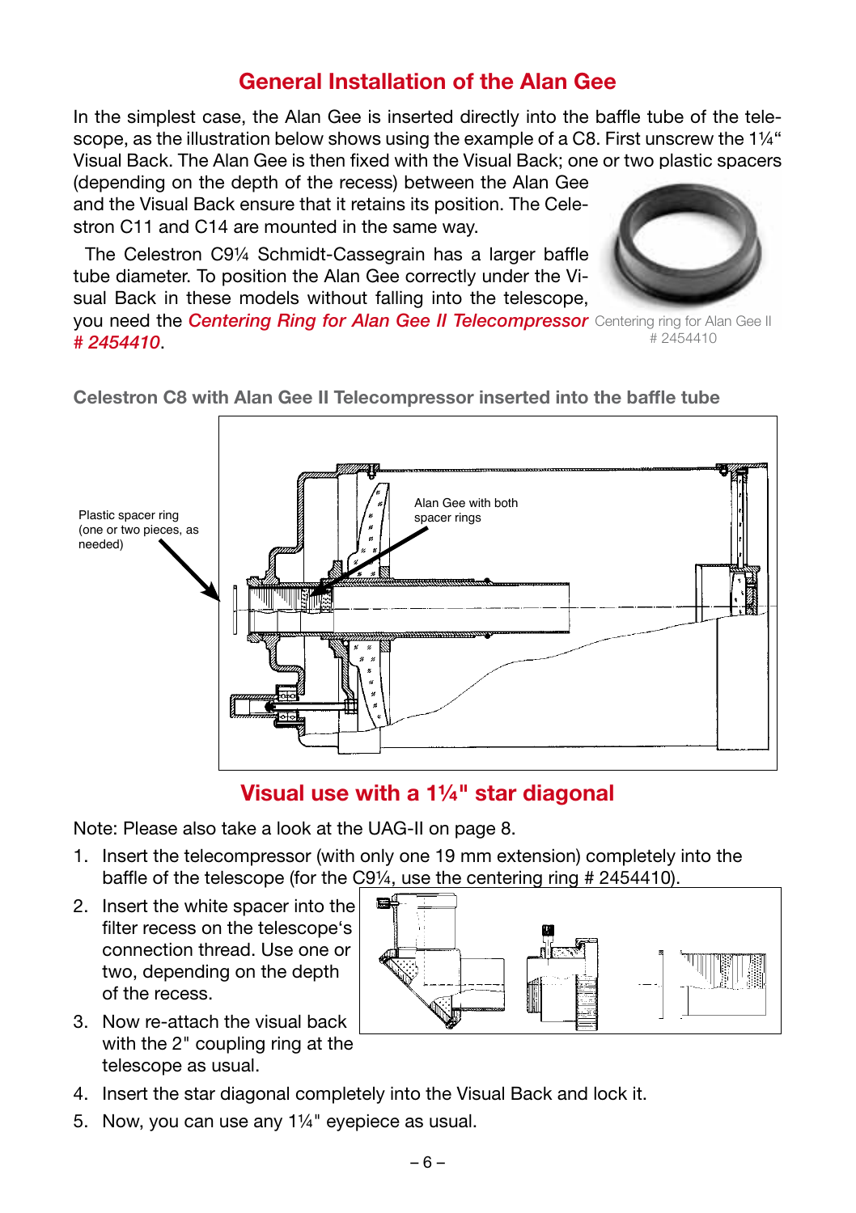## General Installation of the Alan Gee

In the simplest case, the Alan Gee is inserted directly into the baffle tube of the telescope, as the illustration below shows using the example of a C8. First unscrew the 1¼" Visual Back. The Alan Gee is then fixed with the Visual Back; one or two plastic spacers (depending on the depth of the recess) between the Alan Gee and the Visual Back ensure that it retains its position. The Celestron C11 and C14 are mounted in the same way.

The Celestron C9¼ Schmidt-Cassegrain has a larger baffle tube diameter. To position the Alan Gee correctly under the Visual Back in these models without falling into the telescope, you need the *Centering Ring for Alan Gee II Telecompressor # 2454410*.

Centering ring for Alan Gee II # 2454410

**Celestron C8 with Alan Gee II Telecompressor inserted into the baffle tube**

Plastic spacer ring (one or two pieces, as needed)

Alan Gee with both spacer rings

## Visual use with a 1¼" star diagonal

Note: Please also take a look at the UAG-II on page 8.

1. Insert the telecompressor (with only one 19 mm extension) completely into the baffle of the telescope (for the C9¼, use the centering ring # 2454410).
2. Insert the white spacer into the filter recess on the telescope's connection thread. Use one or two, depending on the depth of the recess.
3. Now re-attach the visual back with the 2" coupling ring at the telescope as usual.
4. Insert the star diagonal completely into the Visual Back and lock it.
5. Now, you can use any 1¼" eyepiece as usual.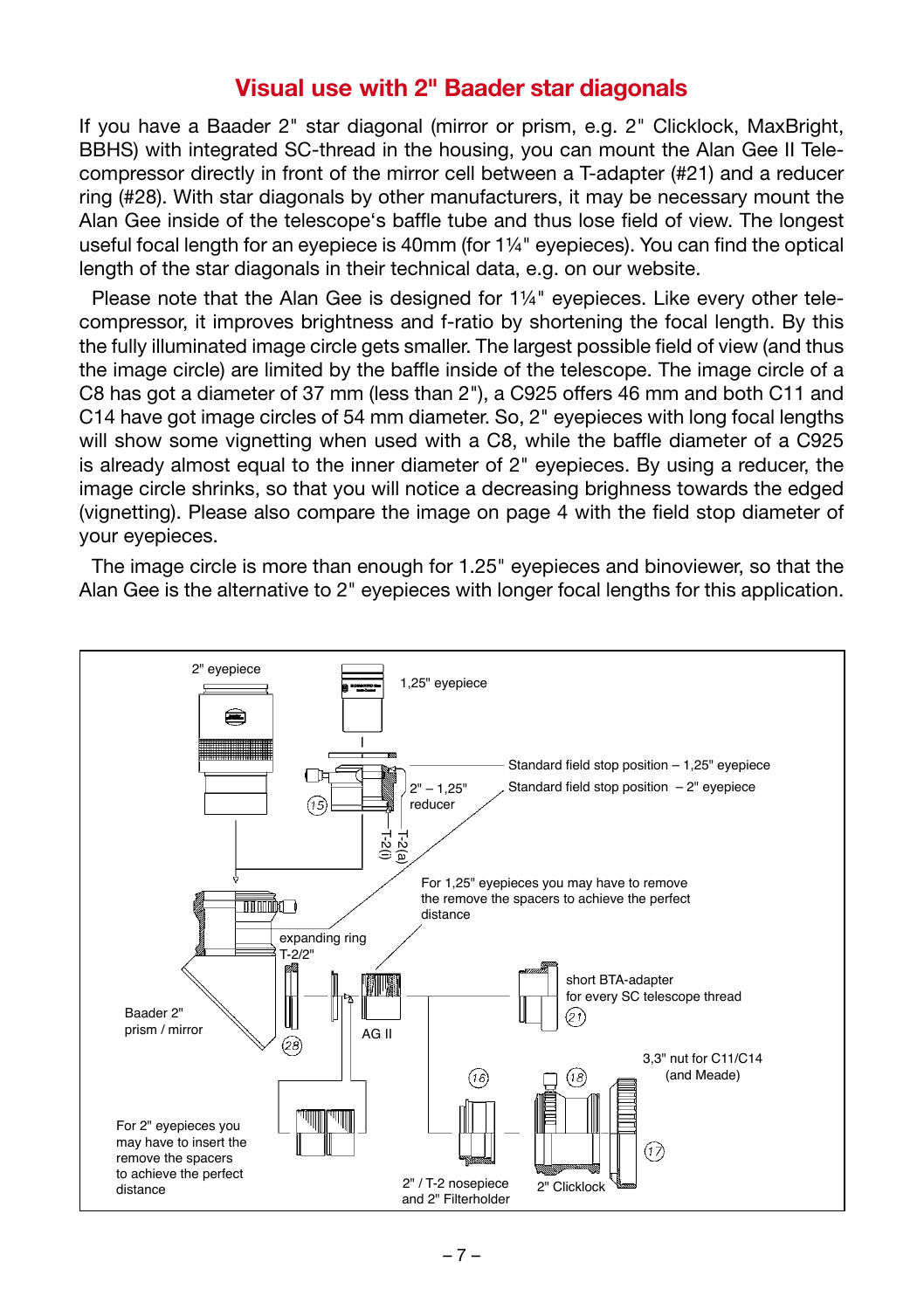## Visual use with 2" Baader star diagonals

If you have a Baader 2" star diagonal (mirror or prism, e.g. 2" Clicklock, MaxBright, BBHS) with integrated SC-thread in the housing, you can mount the Alan Gee II Telecompressor directly in front of the mirror cell between a T-adapter (#21) and a reducer ring (#28). With star diagonals by other manufacturers, it may be necessary mount the Alan Gee inside of the telescope's baffle tube and thus lose field of view. The longest useful focal length for an eyepiece is 40mm (for 1¼" eyepieces). You can find the optical length of the star diagonals in their technical data, e.g. on our website.

Please note that the Alan Gee is designed for 1¼" eyepieces. Like every other telecompressor, it improves brightness and f-ratio by shortening the focal length. By this the fully illuminated image circle gets smaller. The largest possible field of view (and thus the image circle) are limited by the baffle inside of the telescope. The image circle of a C8 has got a diameter of 37 mm (less than 2"), a C925 offers 46 mm and both C11 and C14 have got image circles of 54 mm diameter. So, 2" eyepieces with long focal lengths will show some vignetting when used with a C8, while the baffle diameter of a C925 is already almost equal to the inner diameter of 2" eyepieces. By using a reducer, the image circle shrinks, so that you will notice a decreasing brighness towards the edged (vignetting). Please also compare the image on page 4 with the field stop diameter of your eyepieces.

The image circle is more than enough for 1.25" eyepieces and binoviewer, so that the Alan Gee is the alternative to 2" eyepieces with longer focal lengths for this application.

2" eyepiece

1,25" eyepiece

Standard field stop position – 1,25" eyepiece

Standard field stop position – 2" eyepiece

2" – 1,25" reducer

(15)

T-2(i)

T-2(a)

For 1,25" eyepieces you may have to remove the remove the spacers to achieve the perfect distance

expanding ring T-2/2"

Baader 2" prism / mirror

(28)

AG II

short BTA-adapter for every SC telescope thread

(21)

3,3" nut for C11/C14 (and Meade)

(16)

(18)

(17)

For 2" eyepieces you may have to insert the remove the spacers to achieve the perfect distance

2" / T-2 nosepiece and 2" Filterholder

2" Clicklock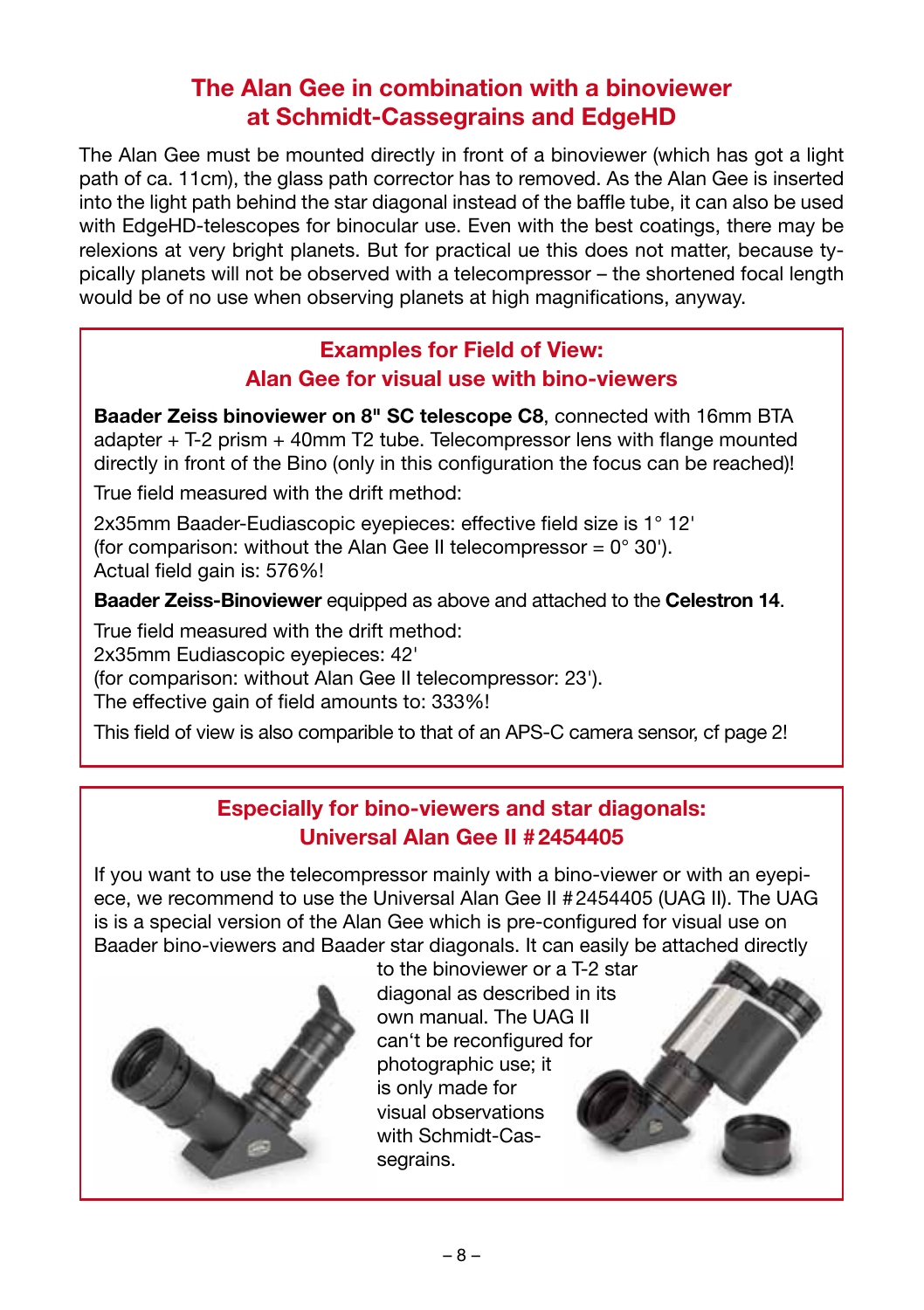## The Alan Gee in combination with a binoviewer at Schmidt-Cassegrains and EdgeHD

The Alan Gee must be mounted directly in front of a binoviewer (which has got a light path of ca. 11cm), the glass path corrector has to removed. As the Alan Gee is inserted into the light path behind the star diagonal instead of the baffle tube, it can also be used with EdgeHD-telescopes for binocular use. Even with the best coatings, there may be relexions at very bright planets. But for practical ue this does not matter, because typically planets will not be observed with a telecompressor – the shortened focal length would be of no use when observing planets at high magnifications, anyway.

### Examples for Field of View: Alan Gee for visual use with bino-viewers

**Baader Zeiss binoviewer on 8" SC telescope C8**, connected with 16mm BTA adapter + T-2 prism + 40mm T2 tube. Telecompressor lens with flange mounted directly in front of the Bino (only in this configuration the focus can be reached)!

True field measured with the drift method:

2x35mm Baader-Eudiascopic eyepieces: effective field size is 1° 12'
(for comparison: without the Alan Gee II telecompressor = 0° 30').
Actual field gain is: 576%!

**Baader Zeiss-Binoviewer** equipped as above and attached to the **Celestron 14**.

True field measured with the drift method:
2x35mm Eudiascopic eyepieces: 42'
(for comparison: without Alan Gee II telecompressor: 23').
The effective gain of field amounts to: 333%!

This field of view is also comparible to that of an APS-C camera sensor, cf page 2!

### Especially for bino-viewers and star diagonals: Universal Alan Gee II #2454405

If you want to use the telecompressor mainly with a bino-viewer or with an eyepiece, we recommend to use the Universal Alan Gee II #2454405 (UAG II). The UAG is is a special version of the Alan Gee which is pre-configured for visual use on Baader bino-viewers and Baader star diagonals. It can easily be attached directly to the binoviewer or a T-2 star diagonal as described in its own manual. The UAG II can't be reconfigured for photographic use; it is only made for visual observations with Schmidt-Cassegrains.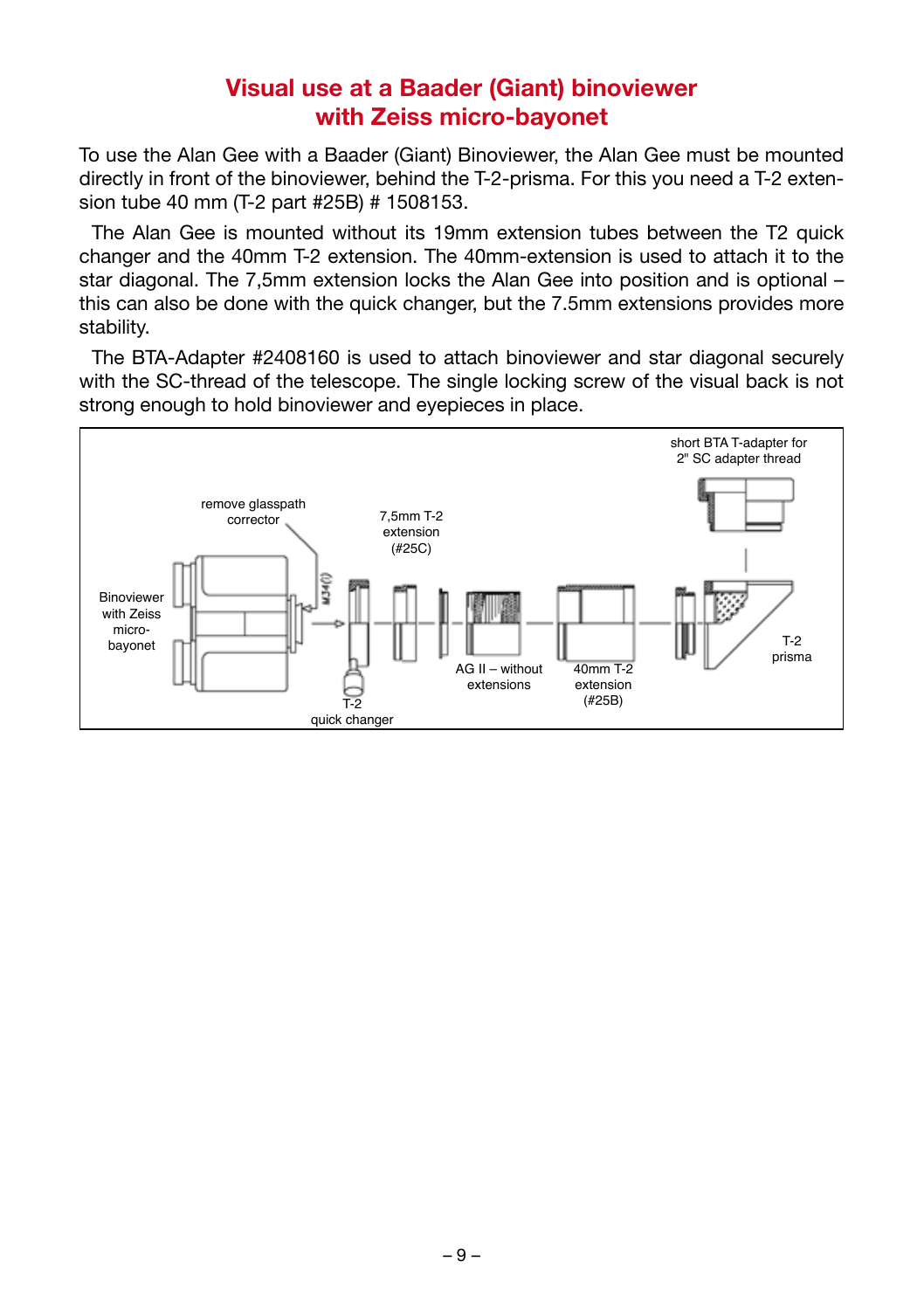# Visual use at a Baader (Giant) binoviewer with Zeiss micro-bayonet

To use the Alan Gee with a Baader (Giant) Binoviewer, the Alan Gee must be mounted directly in front of the binoviewer, behind the T-2-prisma. For this you need a T-2 extension tube 40 mm (T-2 part #25B) # 1508153.

The Alan Gee is mounted without its 19mm extension tubes between the T2 quick changer and the 40mm T-2 extension. The 40mm-extension is used to attach it to the star diagonal. The 7,5mm extension locks the Alan Gee into position and is optional – this can also be done with the quick changer, but the 7.5mm extensions provides more stability.

The BTA-Adapter #2408160 is used to attach binoviewer and star diagonal securely with the SC-thread of the telescope. The single locking screw of the visual back is not strong enough to hold binoviewer and eyepieces in place.

short BTA T-adapter for 2" SC adapter thread

remove glasspath corrector

7,5mm T-2 extension (#25C)

Binoviewer with Zeiss micro-bayonet

T-2 prisma

AG II – without extensions

40mm T-2 extension (#25B)

T-2 quick changer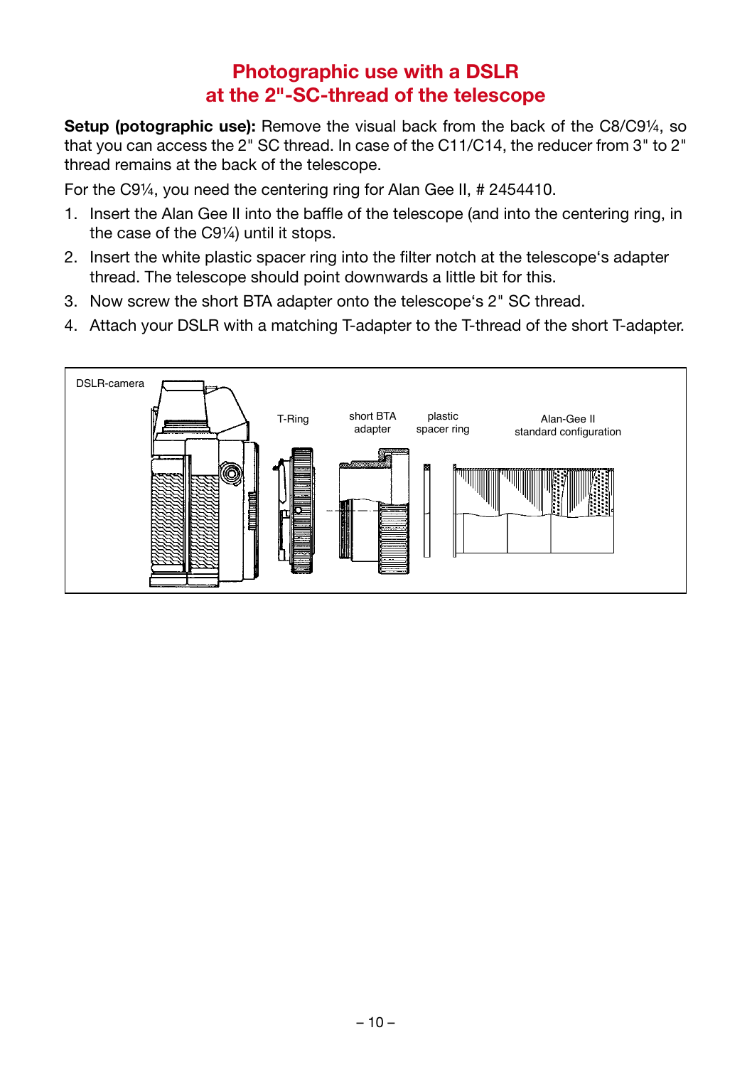## Photographic use with a DSLR at the 2"-SC-thread of the telescope

**Setup (potographic use):** Remove the visual back from the back of the C8/C9¼, so that you can access the 2" SC thread. In case of the C11/C14, the reducer from 3" to 2" thread remains at the back of the telescope.

For the C9¼, you need the centering ring for Alan Gee II, # 2454410.

1. Insert the Alan Gee II into the baffle of the telescope (and into the centering ring, in the case of the C9¼) until it stops.
2. Insert the white plastic spacer ring into the filter notch at the telescope's adapter thread. The telescope should point downwards a little bit for this.
3. Now screw the short BTA adapter onto the telescope's 2" SC thread.
4. Attach your DSLR with a matching T-adapter to the T-thread of the short T-adapter.

DSLR-camera | T-Ring | short BTA adapter | plastic spacer ring | Alan-Gee II standard configuration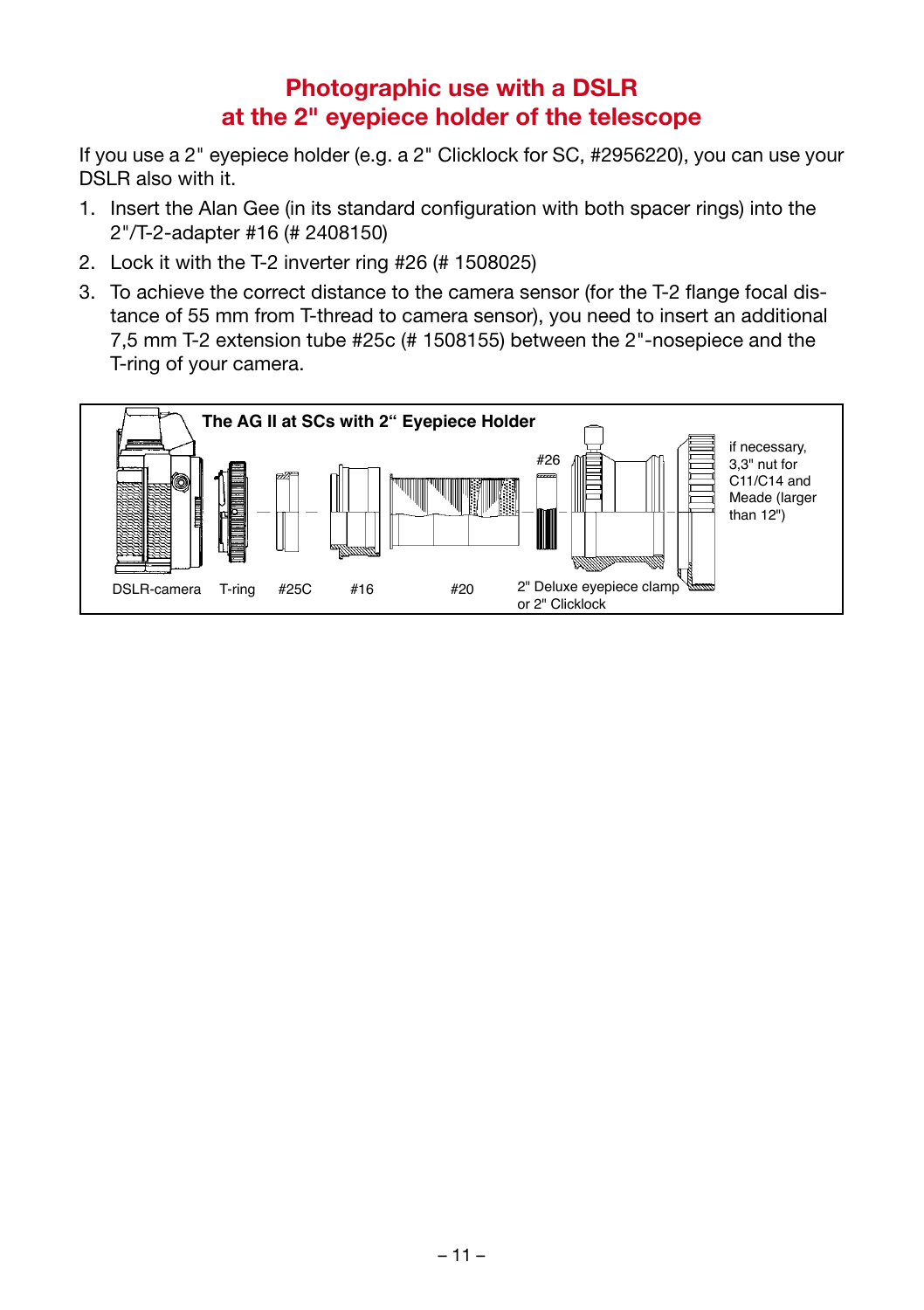## Photographic use with a DSLR at the 2" eyepiece holder of the telescope

If you use a 2" eyepiece holder (e.g. a 2" Clicklock for SC, #2956220), you can use your DSLR also with it.

1. Insert the Alan Gee (in its standard configuration with both spacer rings) into the 2"/T-2-adapter #16 (# 2408150)
2. Lock it with the T-2 inverter ring #26 (# 1508025)
3. To achieve the correct distance to the camera sensor (for the T-2 flange focal distance of 55 mm from T-thread to camera sensor), you need to insert an additional 7,5 mm T-2 extension tube #25c (# 1508155) between the 2"-nosepiece and the T-ring of your camera.

**The AG II at SCs with 2" Eyepiece Holder**

DSLR-camera T-ring #25C #16 #20 #26 2" Deluxe eyepiece clamp or 2" Clicklock

if necessary, 3,3" nut for C11/C14 and Meade (larger than 12")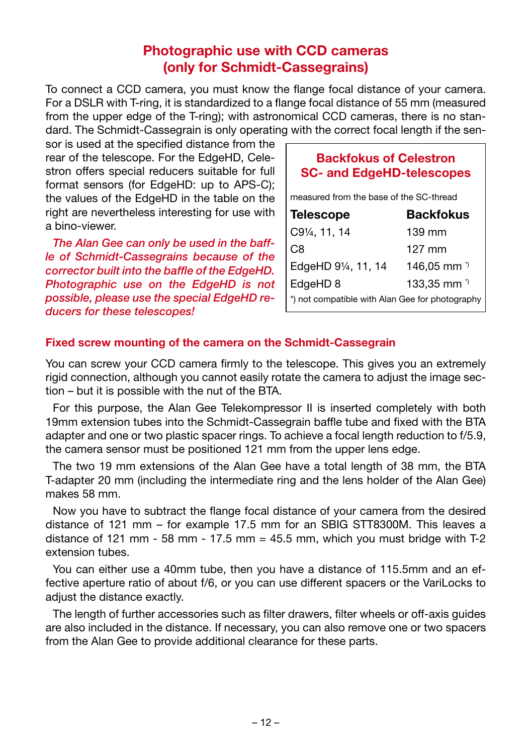## Photographic use with CCD cameras (only for Schmidt-Cassegrains)

To connect a CCD camera, you must know the flange focal distance of your camera. For a DSLR with T-ring, it is standardized to a flange focal distance of 55 mm (measured from the upper edge of the T-ring); with astronomical CCD cameras, there is no standard. The Schmidt-Cassegrain is only operating with the correct focal length if the sensor is used at the specified distance from the rear of the telescope. For the EdgeHD, Celestron offers special reducers suitable for full format sensors (for EdgeHD: up to APS-C); the values of the EdgeHD in the table on the right are nevertheless interesting for use with a bino-viewer.

*The Alan Gee can only be used in the baffle of Schmidt-Cassegrains because of the corrector built into the baffle of the EdgeHD. Photographic use on the EdgeHD is not possible, please use the special EdgeHD reducers for these telescopes!*

**Backfokus of Celestron SC- and EdgeHD-telescopes**

measured from the base of the SC-thread

| Telescope | Backfokus |
|---|---|
| C9¼, 11, 14 | 139 mm |
| C8 | 127 mm |
| EdgeHD 9¼, 11, 14 | 146,05 mm *) |
| EdgeHD 8 | 133,35 mm *) |

*) not compatible with Alan Gee for photography

### Fixed screw mounting of the camera on the Schmidt-Cassegrain

You can screw your CCD camera firmly to the telescope. This gives you an extremely rigid connection, although you cannot easily rotate the camera to adjust the image section – but it is possible with the nut of the BTA.

For this purpose, the Alan Gee Telekompressor II is inserted completely with both 19mm extension tubes into the Schmidt-Cassegrain baffle tube and fixed with the BTA adapter and one or two plastic spacer rings. To achieve a focal length reduction to f/5.9, the camera sensor must be positioned 121 mm from the upper lens edge.

The two 19 mm extensions of the Alan Gee have a total length of 38 mm, the BTA T-adapter 20 mm (including the intermediate ring and the lens holder of the Alan Gee) makes 58 mm.

Now you have to subtract the flange focal distance of your camera from the desired distance of 121 mm – for example 17.5 mm for an SBIG STT8300M. This leaves a distance of 121 mm - 58 mm - 17.5 mm = 45.5 mm, which you must bridge with T-2 extension tubes.

You can either use a 40mm tube, then you have a distance of 115.5mm and an effective aperture ratio of about f/6, or you can use different spacers or the VariLocks to adjust the distance exactly.

The length of further accessories such as filter drawers, filter wheels or off-axis guides are also included in the distance. If necessary, you can also remove one or two spacers from the Alan Gee to provide additional clearance for these parts.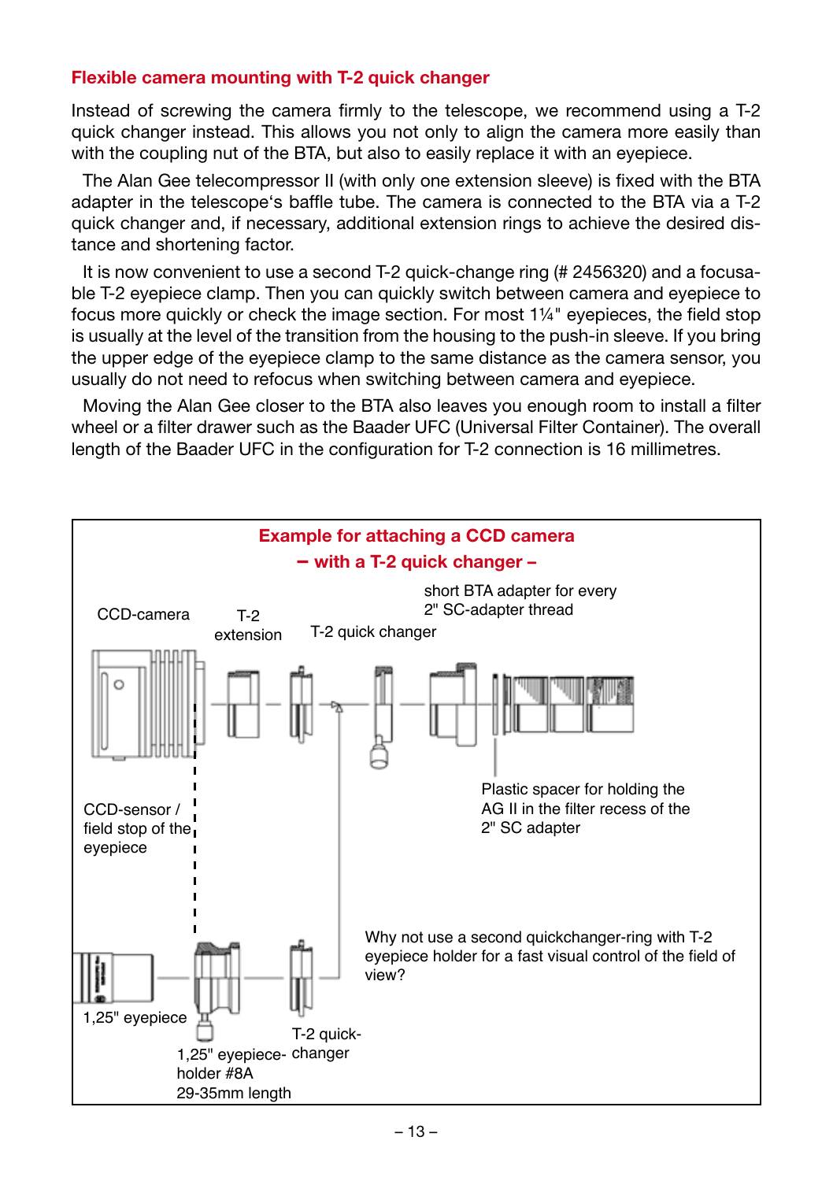## Flexible camera mounting with T-2 quick changer

Instead of screwing the camera firmly to the telescope, we recommend using a T-2 quick changer instead. This allows you not only to align the camera more easily than with the coupling nut of the BTA, but also to easily replace it with an eyepiece.

The Alan Gee telecompressor II (with only one extension sleeve) is fixed with the BTA adapter in the telescope's baffle tube. The camera is connected to the BTA via a T-2 quick changer and, if necessary, additional extension rings to achieve the desired distance and shortening factor.

It is now convenient to use a second T-2 quick-change ring (# 2456320) and a focusable T-2 eyepiece clamp. Then you can quickly switch between camera and eyepiece to focus more quickly or check the image section. For most 1¼" eyepieces, the field stop is usually at the level of the transition from the housing to the push-in sleeve. If you bring the upper edge of the eyepiece clamp to the same distance as the camera sensor, you usually do not need to refocus when switching between camera and eyepiece.

Moving the Alan Gee closer to the BTA also leaves you enough room to install a filter wheel or a filter drawer such as the Baader UFC (Universal Filter Container). The overall length of the Baader UFC in the configuration for T-2 connection is 16 millimetres.

### Example for attaching a CCD camera – with a T-2 quick changer –

CCD-camera

T-2 extension

T-2 quick changer

short BTA adapter for every 2" SC-adapter thread

Plastic spacer for holding the AG II in the filter recess of the 2" SC adapter

CCD-sensor / field stop of the eyepiece

Why not use a second quickchanger-ring with T-2 eyepiece holder for a fast visual control of the field of view?

1,25" eyepiece

1,25" eyepiece-holder #8A 29-35mm length

T-2 quick-changer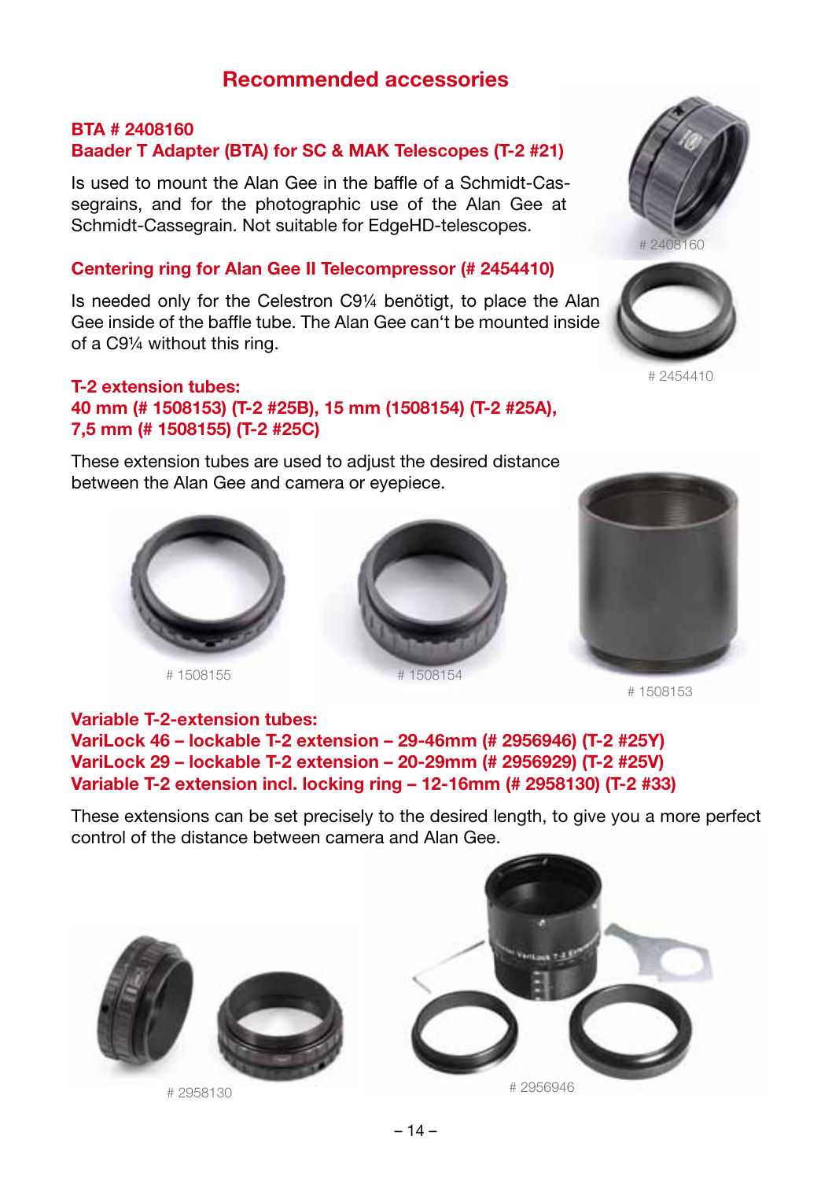# Recommended accessories

## BTA # 2408160
## Baader T Adapter (BTA) for SC & MAK Telescopes (T-2 #21)

Is used to mount the Alan Gee in the baffle of a Schmidt-Cassegrains, and for the photographic use of the Alan Gee at Schmidt-Cassegrain. Not suitable for EdgeHD-telescopes.

# 2408160

## Centering ring for Alan Gee II Telecompressor (# 2454410)

Is needed only for the Celestron C9¼ benötigt, to place the Alan Gee inside of the baffle tube. The Alan Gee can't be mounted inside of a C9¼ without this ring.

# 2454410

## T-2 extension tubes:
## 40 mm (# 1508153) (T-2 #25B), 15 mm (1508154) (T-2 #25A), 7,5 mm (# 1508155) (T-2 #25C)

These extension tubes are used to adjust the desired distance between the Alan Gee and camera or eyepiece.

# 1508155

# 1508154

# 1508153

## Variable T-2-extension tubes:
## VariLock 46 – lockable T-2 extension – 29-46mm (# 2956946) (T-2 #25Y)
## VariLock 29 – lockable T-2 extension – 20-29mm (# 2956929) (T-2 #25V)
## Variable T-2 extension incl. locking ring – 12-16mm (# 2958130) (T-2 #33)

These extensions can be set precisely to the desired length, to give you a more perfect control of the distance between camera and Alan Gee.

# 2958130

# 2956946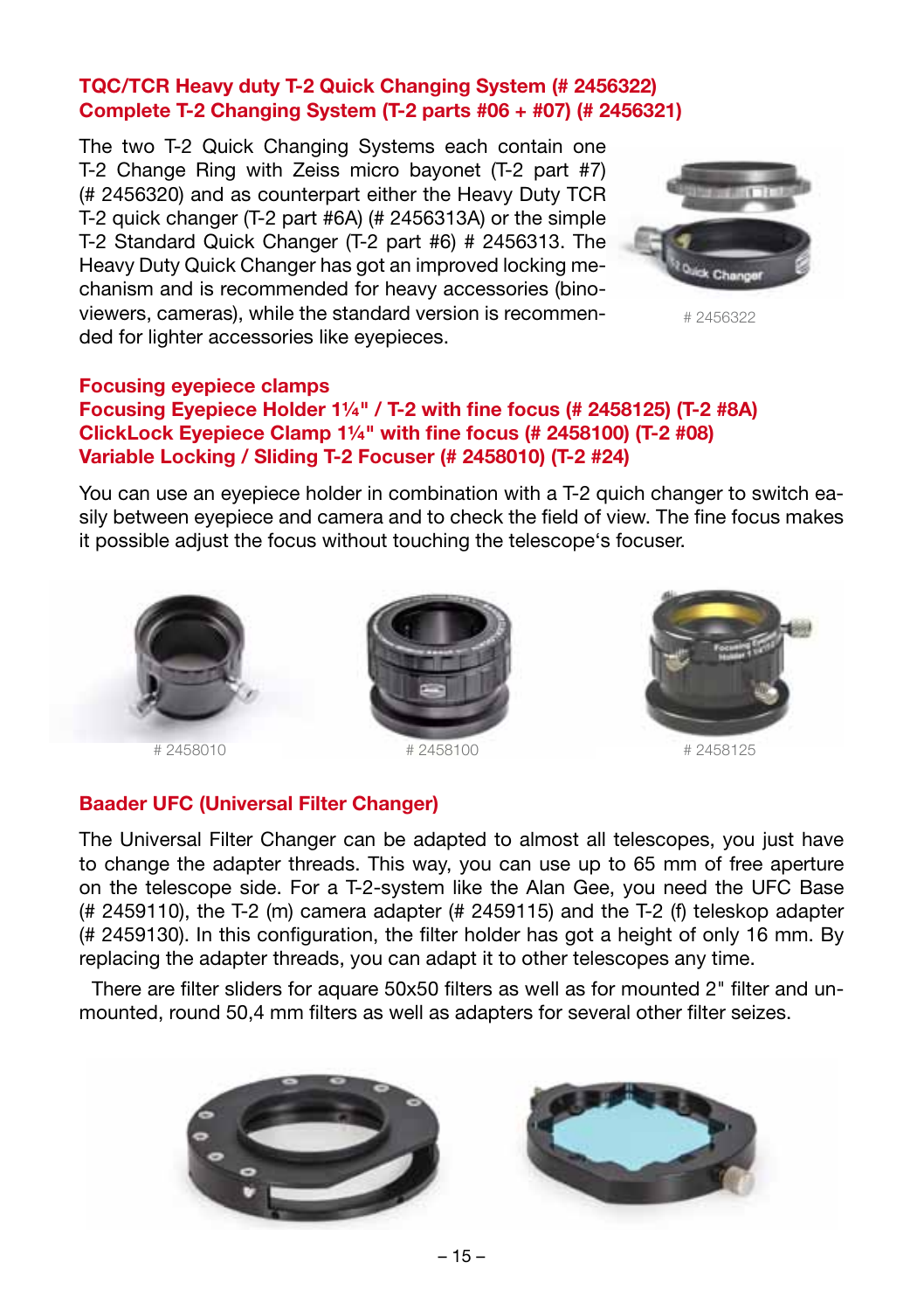## TQC/TCR Heavy duty T-2 Quick Changing System (# 2456322)
## Complete T-2 Changing System (T-2 parts #06 + #07) (# 2456321)

The two T-2 Quick Changing Systems each contain one T-2 Change Ring with Zeiss micro bayonet (T-2 part #7) (# 2456320) and as counterpart either the Heavy Duty TCR T-2 quick changer (T-2 part #6A) (# 2456313A) or the simple T-2 Standard Quick Changer (T-2 part #6) # 2456313. The Heavy Duty Quick Changer has got an improved locking mechanism and is recommended for heavy accessories (binoviewers, cameras), while the standard version is recommended for lighter accessories like eyepieces.

# 2456322

## Focusing eyepiece clamps
## Focusing Eyepiece Holder 1¼" / T-2 with fine focus (# 2458125) (T-2 #8A)
## ClickLock Eyepiece Clamp 1¼" with fine focus (# 2458100) (T-2 #08)
## Variable Locking / Sliding T-2 Focuser (# 2458010) (T-2 #24)

You can use an eyepiece holder in combination with a T-2 quich changer to switch easily between eyepiece and camera and to check the field of view. The fine focus makes it possible adjust the focus without touching the telescope‘s focuser.

# 2458010

# 2458100

# 2458125

## Baader UFC (Universal Filter Changer)

The Universal Filter Changer can be adapted to almost all telescopes, you just have to change the adapter threads. This way, you can use up to 65 mm of free aperture on the telescope side. For a T-2-system like the Alan Gee, you need the UFC Base (# 2459110), the T-2 (m) camera adapter (# 2459115) and the T-2 (f) teleskop adapter (# 2459130). In this configuration, the filter holder has got a height of only 16 mm. By replacing the adapter threads, you can adapt it to other telescopes any time.

There are filter sliders for aquare 50x50 filters as well as for mounted 2" filter and unmounted, round 50,4 mm filters as well as adapters for several other filter seizes.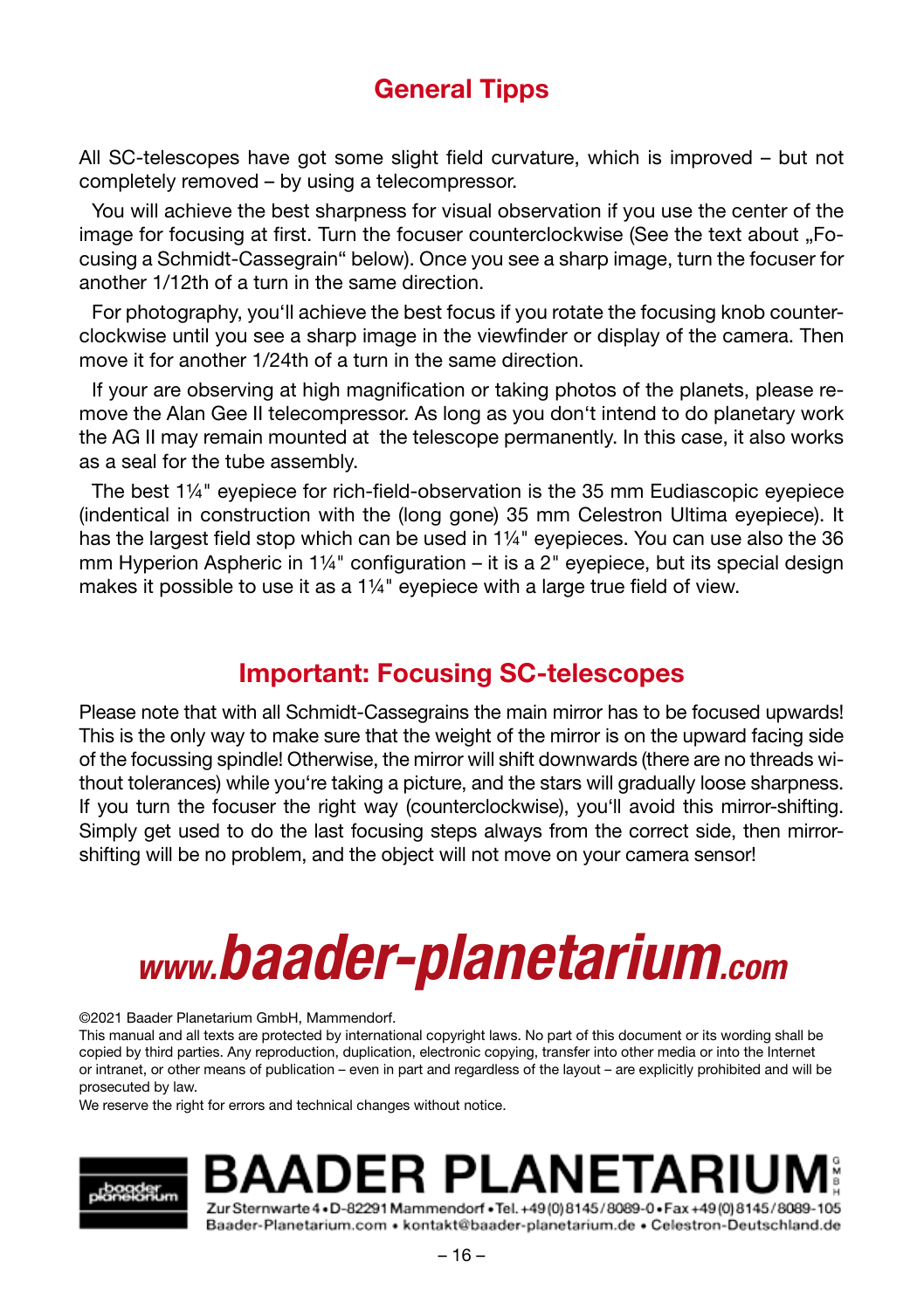## General Tipps

All SC-telescopes have got some slight field curvature, which is improved – but not completely removed – by using a telecompressor.

You will achieve the best sharpness for visual observation if you use the center of the image for focusing at first. Turn the focuser counterclockwise (See the text about „Focusing a Schmidt-Cassegrain" below). Once you see a sharp image, turn the focuser for another 1/12th of a turn in the same direction.

For photography, you'll achieve the best focus if you rotate the focusing knob counterclockwise until you see a sharp image in the viewfinder or display of the camera. Then move it for another 1/24th of a turn in the same direction.

If your are observing at high magnification or taking photos of the planets, please remove the Alan Gee II telecompressor. As long as you don't intend to do planetary work the AG II may remain mounted at the telescope permanently. In this case, it also works as a seal for the tube assembly.

The best 1¼" eyepiece for rich-field-observation is the 35 mm Eudiascopic eyepiece (indentical in construction with the (long gone) 35 mm Celestron Ultima eyepiece). It has the largest field stop which can be used in 1¼" eyepieces. You can use also the 36 mm Hyperion Aspheric in 1¼" configuration – it is a 2" eyepiece, but its special design makes it possible to use it as a 1¼" eyepiece with a large true field of view.

## Important: Focusing SC-telescopes

Please note that with all Schmidt-Cassegrains the main mirror has to be focused upwards! This is the only way to make sure that the weight of the mirror is on the upward facing side of the focussing spindle! Otherwise, the mirror will shift downwards (there are no threads without tolerances) while you're taking a picture, and the stars will gradually loose sharpness. If you turn the focuser the right way (counterclockwise), you'll avoid this mirror-shifting. Simply get used to do the last focusing steps always from the correct side, then mirror-shifting will be no problem, and the object will not move on your camera sensor!

**www.baader-planetarium.com**

©2021 Baader Planetarium GmbH, Mammendorf.
This manual and all texts are protected by international copyright laws. No part of this document or its wording shall be copied by third parties. Any reproduction, duplication, electronic copying, transfer into other media or into the Internet or intranet, or other means of publication – even in part and regardless of the layout – are explicitly prohibited and will be prosecuted by law.
We reserve the right for errors and technical changes without notice.

BAADER PLANETARIUM GMBH
Zur Sternwarte 4 • D-82291 Mammendorf • Tel. +49 (0) 8145 / 8089-0 • Fax +49 (0) 8145 / 8089-105
Baader-Planetarium.com • kontakt@baader-planetarium.de • Celestron-Deutschland.de